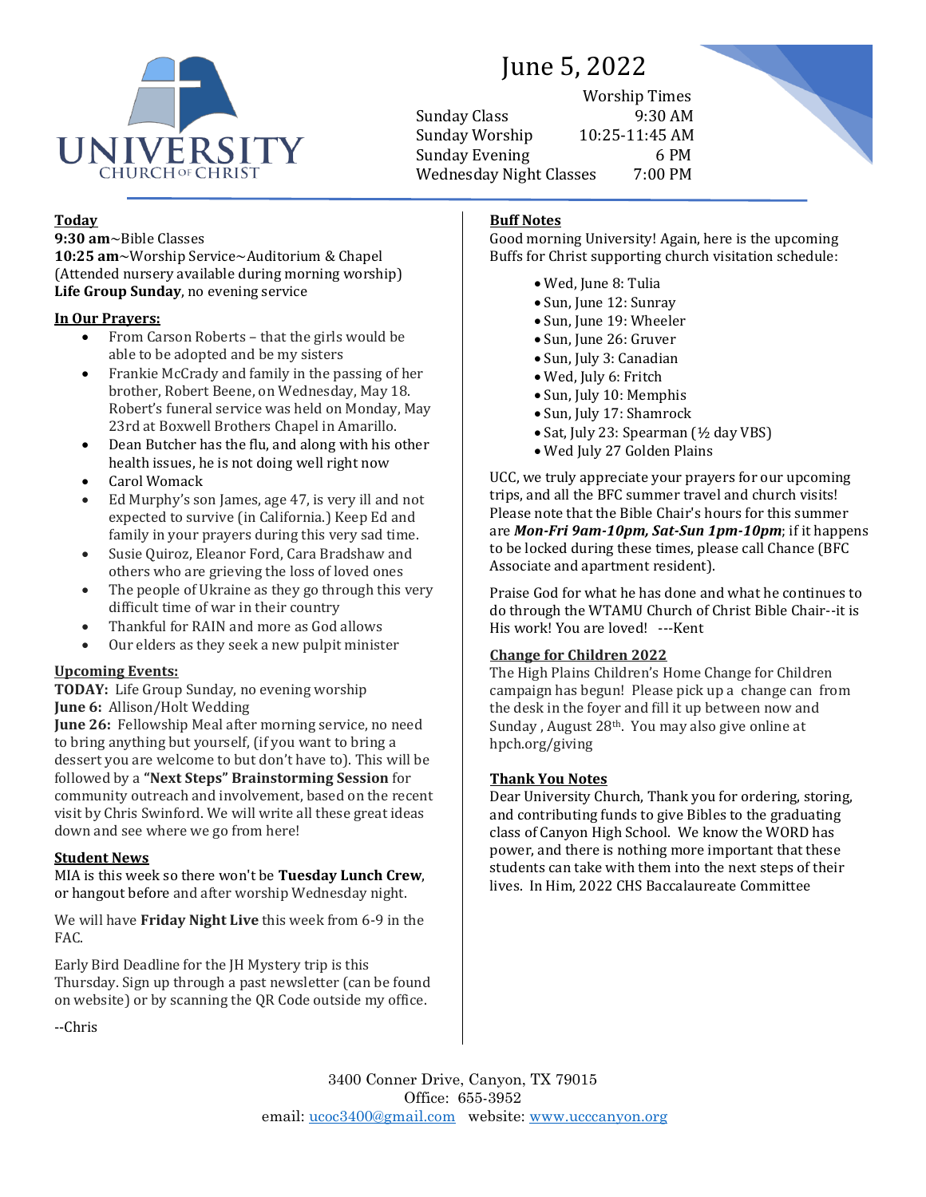# UNIVERSITY CHURCH OF CHRIST

## June 5, 2022

| Worship Times | |
|---|---|
| Sunday Class | 9:30 AM |
| Sunday Worship | 10:25-11:45 AM |
| Sunday Evening | 6 PM |
| Wednesday Night Classes | 7:00 PM |

### Today

**9:30 am**~Bible Classes
**10:25 am**~Worship Service~Auditorium & Chapel
(Attended nursery available during morning worship)
**Life Group Sunday**, no evening service

### In Our Prayers:

- From Carson Roberts – that the girls would be able to be adopted and be my sisters
- Frankie McCrady and family in the passing of her brother, Robert Beene, on Wednesday, May 18. Robert's funeral service was held on Monday, May 23rd at Boxwell Brothers Chapel in Amarillo.
- Dean Butcher has the flu, and along with his other health issues, he is not doing well right now
- Carol Womack
- Ed Murphy's son James, age 47, is very ill and not expected to survive (in California.) Keep Ed and family in your prayers during this very sad time.
- Susie Quiroz, Eleanor Ford, Cara Bradshaw and others who are grieving the loss of loved ones
- The people of Ukraine as they go through this very difficult time of war in their country
- Thankful for RAIN and more as God allows
- Our elders as they seek a new pulpit minister

### Upcoming Events:

**TODAY:** Life Group Sunday, no evening worship
**June 6:** Allison/Holt Wedding
**June 26:** Fellowship Meal after morning service, no need to bring anything but yourself, (if you want to bring a dessert you are welcome to but don't have to). This will be followed by a **"Next Steps" Brainstorming Session** for community outreach and involvement, based on the recent visit by Chris Swinford. We will write all these great ideas down and see where we go from here!

### Student News

MIA is this week so there won't be **Tuesday Lunch Crew**, or hangout before and after worship Wednesday night.

We will have **Friday Night Live** this week from 6-9 in the FAC.

Early Bird Deadline for the JH Mystery trip is this Thursday. Sign up through a past newsletter (can be found on website) or by scanning the QR Code outside my office.

--Chris

### Buff Notes

Good morning University! Again, here is the upcoming Buffs for Christ supporting church visitation schedule:

- Wed, June 8: Tulia
- Sun, June 12: Sunray
- Sun, June 19: Wheeler
- Sun, June 26: Gruver
- Sun, July 3: Canadian
- Wed, July 6: Fritch
- Sun, July 10: Memphis
- Sun, July 17: Shamrock
- Sat, July 23: Spearman (½ day VBS)
- Wed July 27 Golden Plains

UCC, we truly appreciate your prayers for our upcoming trips, and all the BFC summer travel and church visits! Please note that the Bible Chair's hours for this summer are ***Mon-Fri 9am-10pm, Sat-Sun 1pm-10pm***; if it happens to be locked during these times, please call Chance (BFC Associate and apartment resident).

Praise God for what he has done and what he continues to do through the WTAMU Church of Christ Bible Chair--it is His work! You are loved! ---Kent

### Change for Children 2022

The High Plains Children's Home Change for Children campaign has begun! Please pick up a change can from the desk in the foyer and fill it up between now and Sunday , August 28th. You may also give online at hpch.org/giving

### Thank You Notes

Dear University Church, Thank you for ordering, storing, and contributing funds to give Bibles to the graduating class of Canyon High School. We know the WORD has power, and there is nothing more important that these students can take with them into the next steps of their lives. In Him, 2022 CHS Baccalaureate Committee

3400 Conner Drive, Canyon, TX 79015
Office: 655-3952
email: ucoc3400@gmail.com website: www.ucccanyon.org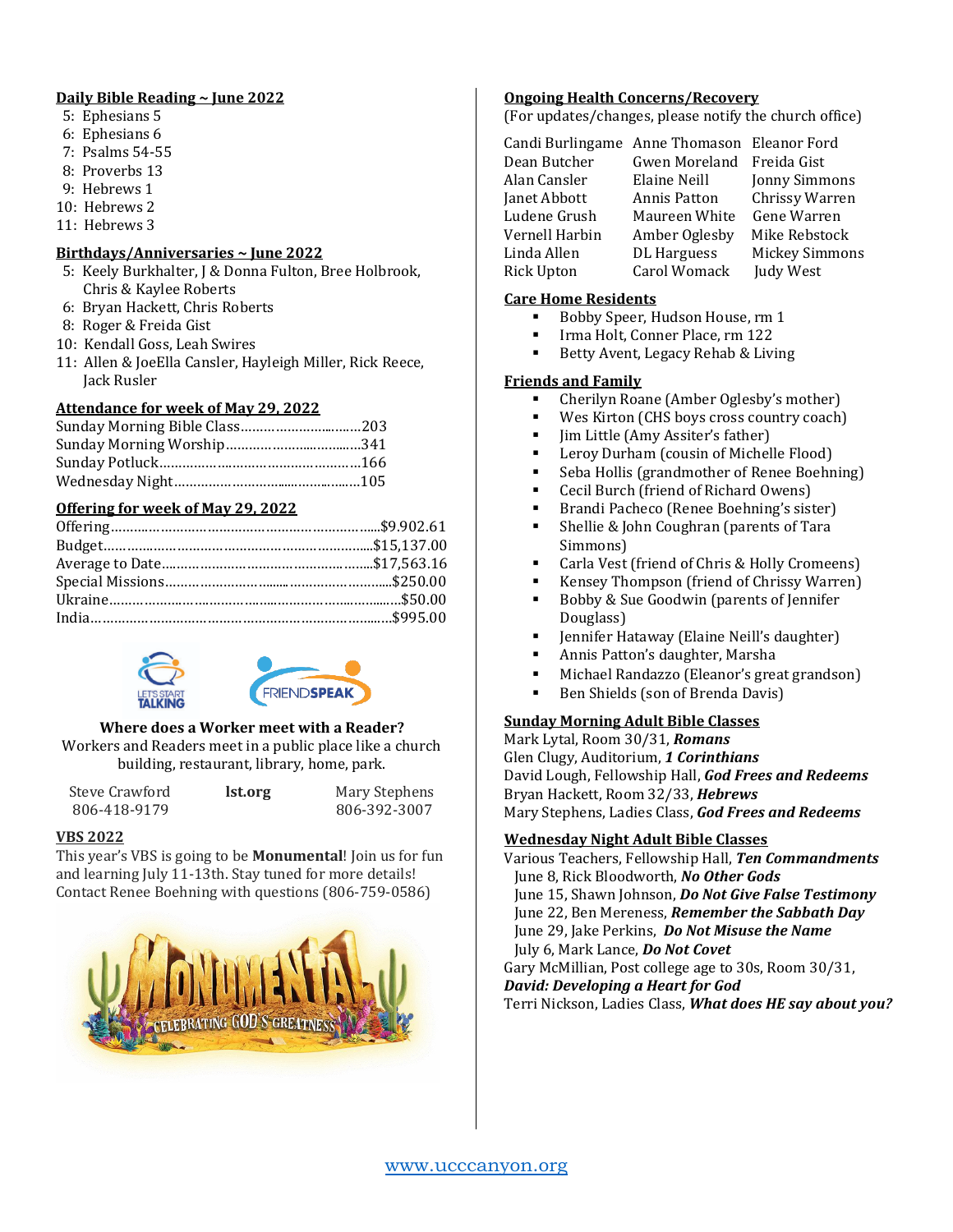## Daily Bible Reading ~ June 2022

- 5: Ephesians 5
- 6: Ephesians 6
- 7: Psalms 54-55
- 8: Proverbs 13
- 9: Hebrews 1
- 10: Hebrews 2
- 11: Hebrews 3

## Birthdays/Anniversaries ~ June 2022

- 5: Keely Burkhalter, J & Donna Fulton, Bree Holbrook, Chris & Kaylee Roberts
- 6: Bryan Hackett, Chris Roberts
- 8: Roger & Freida Gist
- 10: Kendall Goss, Leah Swires
- 11: Allen & JoeElla Cansler, Hayleigh Miller, Rick Reece, Jack Rusler

## Attendance for week of May 29, 2022

| | |
|---|---|
| Sunday Morning Bible Class | 203 |
| Sunday Morning Worship | 341 |
| Sunday Potluck | 166 |
| Wednesday Night | 105 |

## Offering for week of May 29, 2022

| | |
|---|---|
| Offering | $9.902.61 |
| Budget | $15,137.00 |
| Average to Date | $17,563.16 |
| Special Missions | $250.00 |
| Ukraine | $50.00 |
| India | $995.00 |

LET'S START TALKING FRIENDSPEAK

**Where does a Worker meet with a Reader?**

Workers and Readers meet in a public place like a church building, restaurant, library, home, park.

| | | |
|---|---|---|
| Steve Crawford 806-418-9179 | **lst.org** | Mary Stephens 806-392-3007 |

## VBS 2022

This year's VBS is going to be **Monumental**! Join us for fun and learning July 11-13th. Stay tuned for more details! Contact Renee Boehning with questions (806-759-0586)

MONUMENTAL CELEBRATING GOD'S GREATNESS

## Ongoing Health Concerns/Recovery

(For updates/changes, please notify the church office)

| | | |
|---|---|---|
| Candi Burlingame | Anne Thomason | Eleanor Ford |
| Dean Butcher | Gwen Moreland | Freida Gist |
| Alan Cansler | Elaine Neill | Jonny Simmons |
| Janet Abbott | Annis Patton | Chrissy Warren |
| Ludene Grush | Maureen White | Gene Warren |
| Vernell Harbin | Amber Oglesby | Mike Rebstock |
| Linda Allen | DL Harguess | Mickey Simmons |
| Rick Upton | Carol Womack | Judy West |

## Care Home Residents

- Bobby Speer, Hudson House, rm 1
- Irma Holt, Conner Place, rm 122
- Betty Avent, Legacy Rehab & Living

## Friends and Family

- Cherilyn Roane (Amber Oglesby's mother)
- Wes Kirton (CHS boys cross country coach)
- Jim Little (Amy Assiter's father)
- Leroy Durham (cousin of Michelle Flood)
- Seba Hollis (grandmother of Renee Boehning)
- Cecil Burch (friend of Richard Owens)
- Brandi Pacheco (Renee Boehning's sister)
- Shellie & John Coughran (parents of Tara Simmons)
- Carla Vest (friend of Chris & Holly Cromeens)
- Kensey Thompson (friend of Chrissy Warren)
- Bobby & Sue Goodwin (parents of Jennifer Douglass)
- Jennifer Hataway (Elaine Neill's daughter)
- Annis Patton's daughter, Marsha
- Michael Randazzo (Eleanor's great grandson)
- Ben Shields (son of Brenda Davis)

## Sunday Morning Adult Bible Classes

Mark Lytal, Room 30/31, ***Romans***
Glen Clugy, Auditorium, ***1 Corinthians***
David Lough, Fellowship Hall, ***God Frees and Redeems***
Bryan Hackett, Room 32/33, ***Hebrews***
Mary Stephens, Ladies Class, ***God Frees and Redeems***

## Wednesday Night Adult Bible Classes

Various Teachers, Fellowship Hall, ***Ten Commandments***
June 8, Rick Bloodworth, ***No Other Gods***
June 15, Shawn Johnson, ***Do Not Give False Testimony***
June 22, Ben Mereness, ***Remember the Sabbath Day***
June 29, Jake Perkins, ***Do Not Misuse the Name***
July 6, Mark Lance, ***Do Not Covet***
Gary McMillian, Post college age to 30s, Room 30/31, ***David: Developing a Heart for God***
Terri Nickson, Ladies Class, ***What does HE say about you?***

www.ucccanyon.org